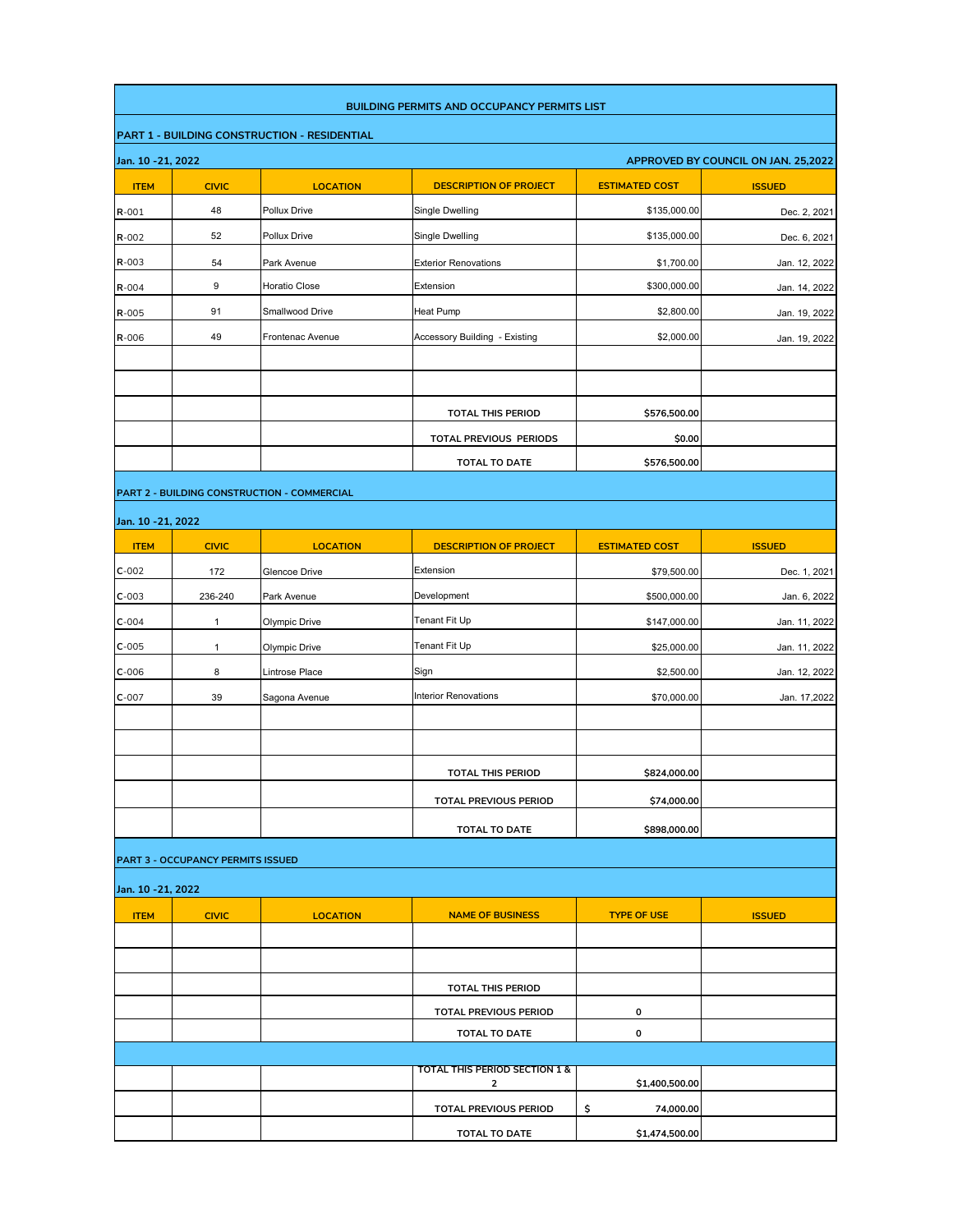# BUILDING PERMITS AND OCCUPANCY PERMITS LIST

## PART 1 - BUILDING CONSTRUCTION - RESIDENTIAL

Jan. 10 -21, 2022 — APPROVED BY COUNCIL ON JAN. 25,2022

| ITEM | CIVIC | LOCATION | DESCRIPTION OF PROJECT | ESTIMATED COST | ISSUED |
|---|---|---|---|---|---|
| R-001 | 48 | Pollux Drive | Single Dwelling | $135,000.00 | Dec. 2, 2021 |
| R-002 | 52 | Pollux Drive | Single Dwelling | $135,000.00 | Dec. 6, 2021 |
| R-003 | 54 | Park Avenue | Exterior Renovations | $1,700.00 | Jan. 12, 2022 |
| R-004 | 9 | Horatio Close | Extension | $300,000.00 | Jan. 14, 2022 |
| R-005 | 91 | Smallwood Drive | Heat Pump | $2,800.00 | Jan. 19, 2022 |
| R-006 | 49 | Frontenac Avenue | Accessory Building - Existing | $2,000.00 | Jan. 19, 2022 |
| | | | | | |
| | | | | | |
| | | | TOTAL THIS PERIOD | $576,500.00 | |
| | | | TOTAL PREVIOUS PERIODS | $0.00 | |
| | | | TOTAL TO DATE | $576,500.00 | |

## PART 2 - BUILDING CONSTRUCTION - COMMERCIAL

Jan. 10 -21, 2022

| ITEM | CIVIC | LOCATION | DESCRIPTION OF PROJECT | ESTIMATED COST | ISSUED |
|---|---|---|---|---|---|
| C-002 | 172 | Glencoe Drive | Extension | $79,500.00 | Dec. 1, 2021 |
| C-003 | 236-240 | Park Avenue | Development | $500,000.00 | Jan. 6, 2022 |
| C-004 | 1 | Olympic Drive | Tenant Fit Up | $147,000.00 | Jan. 11, 2022 |
| C-005 | 1 | Olympic Drive | Tenant Fit Up | $25,000.00 | Jan. 11, 2022 |
| C-006 | 8 | Lintrose Place | Sign | $2,500.00 | Jan. 12, 2022 |
| C-007 | 39 | Sagona Avenue | Interior Renovations | $70,000.00 | Jan. 17,2022 |
| | | | | | |
| | | | | | |
| | | | TOTAL THIS PERIOD | $824,000.00 | |
| | | | TOTAL PREVIOUS PERIOD | $74,000.00 | |
| | | | TOTAL TO DATE | $898,000.00 | |

## PART 3 - OCCUPANCY PERMITS ISSUED

Jan. 10 -21, 2022

| ITEM | CIVIC | LOCATION | NAME OF BUSINESS | TYPE OF USE | ISSUED |
|---|---|---|---|---|---|
| | | | | | |
| | | | | | |
| | | | TOTAL THIS PERIOD | | |
| | | | TOTAL PREVIOUS PERIOD | 0 | |
| | | | TOTAL TO DATE | 0 | |

| | | | | | |
|---|---|---|---|---|---|
| | | | TOTAL THIS PERIOD SECTION 1 & 2 | $1,400,500.00 | |
| | | | TOTAL PREVIOUS PERIOD | $ 74,000.00 | |
| | | | TOTAL TO DATE | $1,474,500.00 | |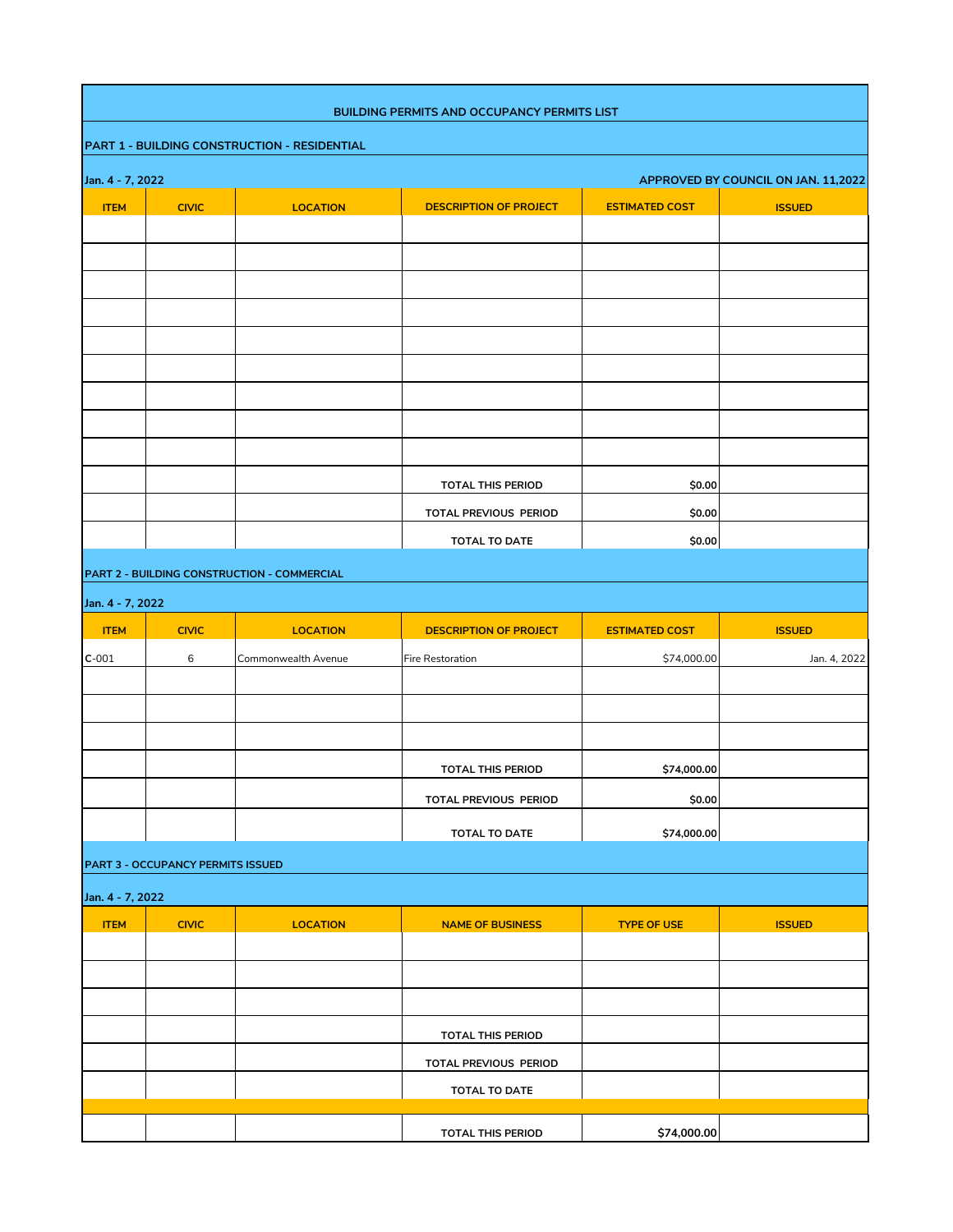# BUILDING PERMITS AND OCCUPANCY PERMITS LIST

## PART 1 - BUILDING CONSTRUCTION - RESIDENTIAL

**Jan. 4 - 7, 2022** | **APPROVED BY COUNCIL ON JAN. 11,2022**

| ITEM | CIVIC | LOCATION | DESCRIPTION OF PROJECT | ESTIMATED COST | ISSUED |
|---|---|---|---|---|---|
| | | | | | |
| | | | | | |
| | | | | | |
| | | | | | |
| | | | | | |
| | | | | | |
| | | | | | |
| | | | | | |
| | | | | | |
| | | | **TOTAL THIS PERIOD** | **$0.00** | |
| | | | **TOTAL PREVIOUS PERIOD** | **$0.00** | |
| | | | **TOTAL TO DATE** | **$0.00** | |

## PART 2 - BUILDING CONSTRUCTION - COMMERCIAL

**Jan. 4 - 7, 2022**

| ITEM | CIVIC | LOCATION | DESCRIPTION OF PROJECT | ESTIMATED COST | ISSUED |
|---|---|---|---|---|---|
| C-001 | 6 | Commonwealth Avenue | Fire Restoration | $74,000.00 | Jan. 4, 2022 |
| | | | | | |
| | | | | | |
| | | | | | |
| | | | **TOTAL THIS PERIOD** | **$74,000.00** | |
| | | | **TOTAL PREVIOUS PERIOD** | **$0.00** | |
| | | | **TOTAL TO DATE** | **$74,000.00** | |

## PART 3 - OCCUPANCY PERMITS ISSUED

**Jan. 4 - 7, 2022**

| ITEM | CIVIC | LOCATION | NAME OF BUSINESS | TYPE OF USE | ISSUED |
|---|---|---|---|---|---|
| | | | | | |
| | | | | | |
| | | | | | |
| | | | **TOTAL THIS PERIOD** | | |
| | | | **TOTAL PREVIOUS PERIOD** | | |
| | | | **TOTAL TO DATE** | | |
| | | | | | |
| | | | **TOTAL THIS PERIOD** | **$74,000.00** | |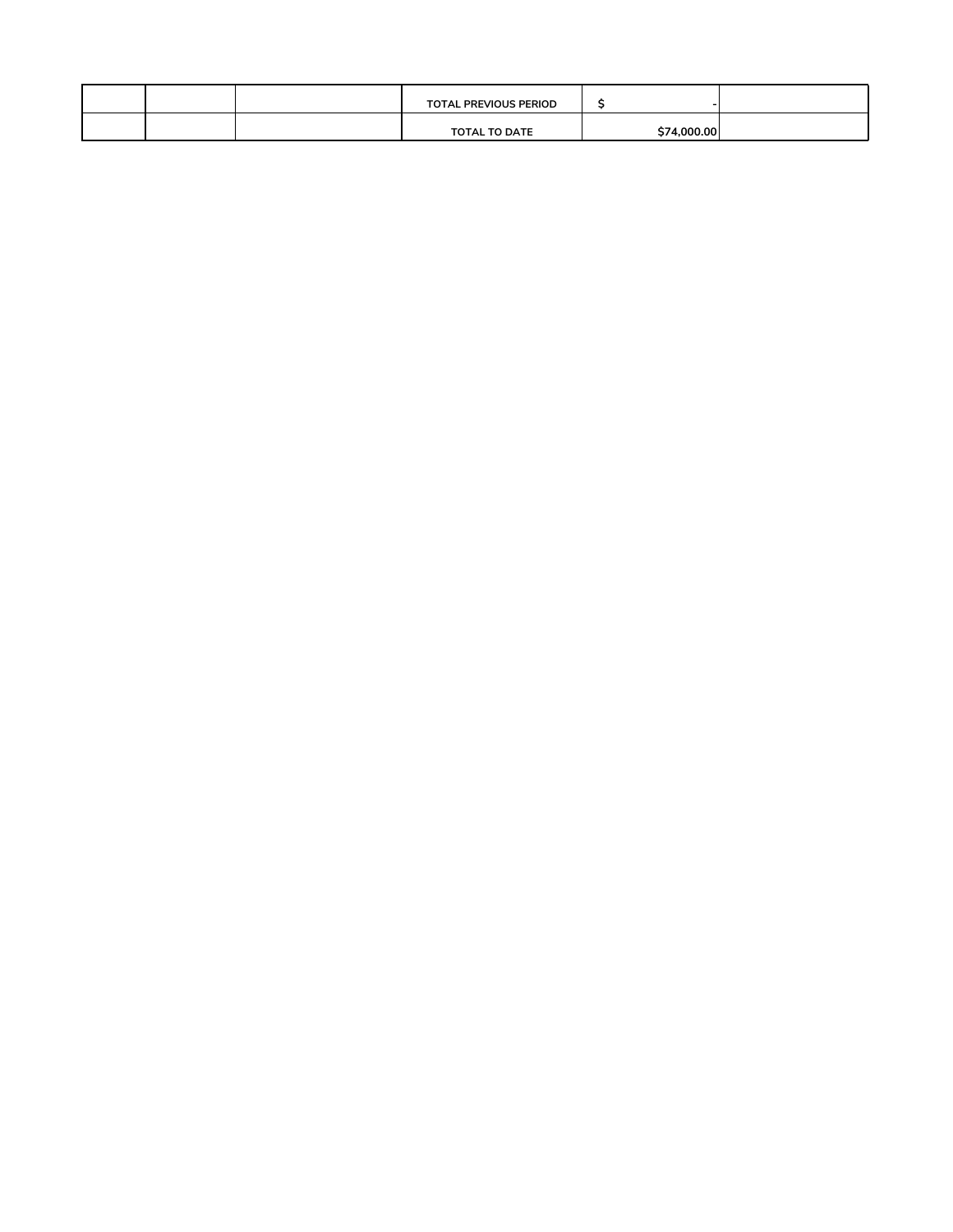| | | | | | |
|---|---|---|---|---|---|
| | | | TOTAL PREVIOUS PERIOD | $ - | |
| | | | TOTAL TO DATE | $74,000.00 | |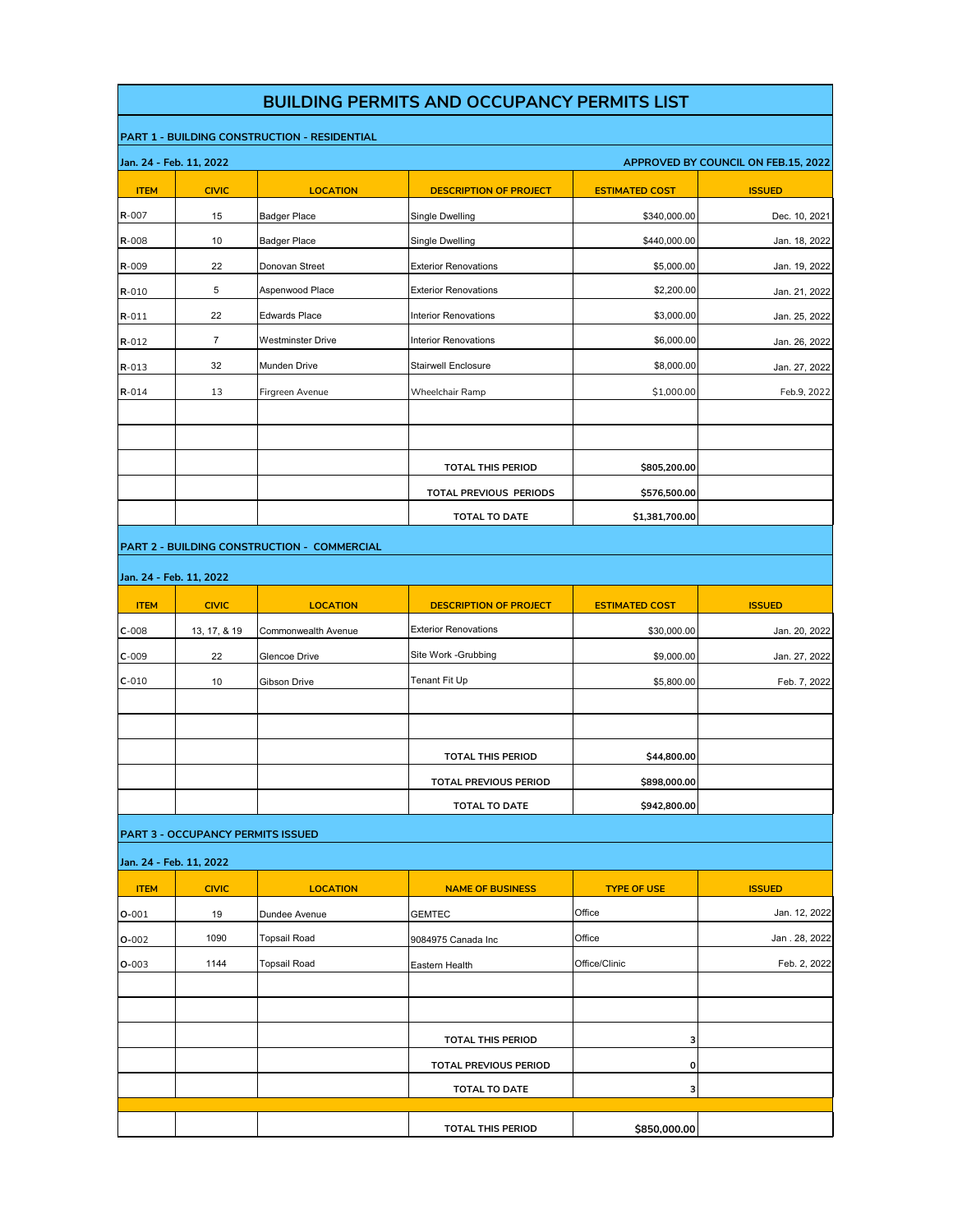# BUILDING PERMITS AND OCCUPANCY PERMITS LIST

## PART 1 - BUILDING CONSTRUCTION - RESIDENTIAL

**Jan. 24 - Feb. 11, 2022** — **APPROVED BY COUNCIL ON FEB.15, 2022**

| ITEM | CIVIC | LOCATION | DESCRIPTION OF PROJECT | ESTIMATED COST | ISSUED |
|---|---|---|---|---|---|
| R-007 | 15 | Badger Place | Single Dwelling | $340,000.00 | Dec. 10, 2021 |
| R-008 | 10 | Badger Place | Single Dwelling | $440,000.00 | Jan. 18, 2022 |
| R-009 | 22 | Donovan Street | Exterior Renovations | $5,000.00 | Jan. 19, 2022 |
| R-010 | 5 | Aspenwood Place | Exterior Renovations | $2,200.00 | Jan. 21, 2022 |
| R-011 | 22 | Edwards Place | Interior Renovations | $3,000.00 | Jan. 25, 2022 |
| R-012 | 7 | Westminster Drive | Interior Renovations | $6,000.00 | Jan. 26, 2022 |
| R-013 | 32 | Munden Drive | Stairwell Enclosure | $8,000.00 | Jan. 27, 2022 |
| R-014 | 13 | Firgreen Avenue | Wheelchair Ramp | $1,000.00 | Feb.9, 2022 |
| | | | | | |
| | | | | | |
| | | | **TOTAL THIS PERIOD** | **$805,200.00** | |
| | | | **TOTAL PREVIOUS PERIODS** | **$576,500.00** | |
| | | | **TOTAL TO DATE** | **$1,381,700.00** | |

## PART 2 - BUILDING CONSTRUCTION - COMMERCIAL

**Jan. 24 - Feb. 11, 2022**

| ITEM | CIVIC | LOCATION | DESCRIPTION OF PROJECT | ESTIMATED COST | ISSUED |
|---|---|---|---|---|---|
| C-008 | 13, 17, & 19 | Commonwealth Avenue | Exterior Renovations | $30,000.00 | Jan. 20, 2022 |
| C-009 | 22 | Glencoe Drive | Site Work -Grubbing | $9,000.00 | Jan. 27, 2022 |
| C-010 | 10 | Gibson Drive | Tenant Fit Up | $5,800.00 | Feb. 7, 2022 |
| | | | | | |
| | | | | | |
| | | | **TOTAL THIS PERIOD** | **$44,800.00** | |
| | | | **TOTAL PREVIOUS PERIOD** | **$898,000.00** | |
| | | | **TOTAL TO DATE** | **$942,800.00** | |

## PART 3 - OCCUPANCY PERMITS ISSUED

**Jan. 24 - Feb. 11, 2022**

| ITEM | CIVIC | LOCATION | NAME OF BUSINESS | TYPE OF USE | ISSUED |
|---|---|---|---|---|---|
| O-001 | 19 | Dundee Avenue | GEMTEC | Office | Jan. 12, 2022 |
| O-002 | 1090 | Topsail Road | 9084975 Canada Inc | Office | Jan . 28, 2022 |
| O-003 | 1144 | Topsail Road | Eastern Health | Office/Clinic | Feb. 2, 2022 |
| | | | | | |
| | | | | | |
| | | | **TOTAL THIS PERIOD** | **3** | |
| | | | **TOTAL PREVIOUS PERIOD** | **0** | |
| | | | **TOTAL TO DATE** | **3** | |
| | | | | | |
| | | | **TOTAL THIS PERIOD** | **$850,000.00** | |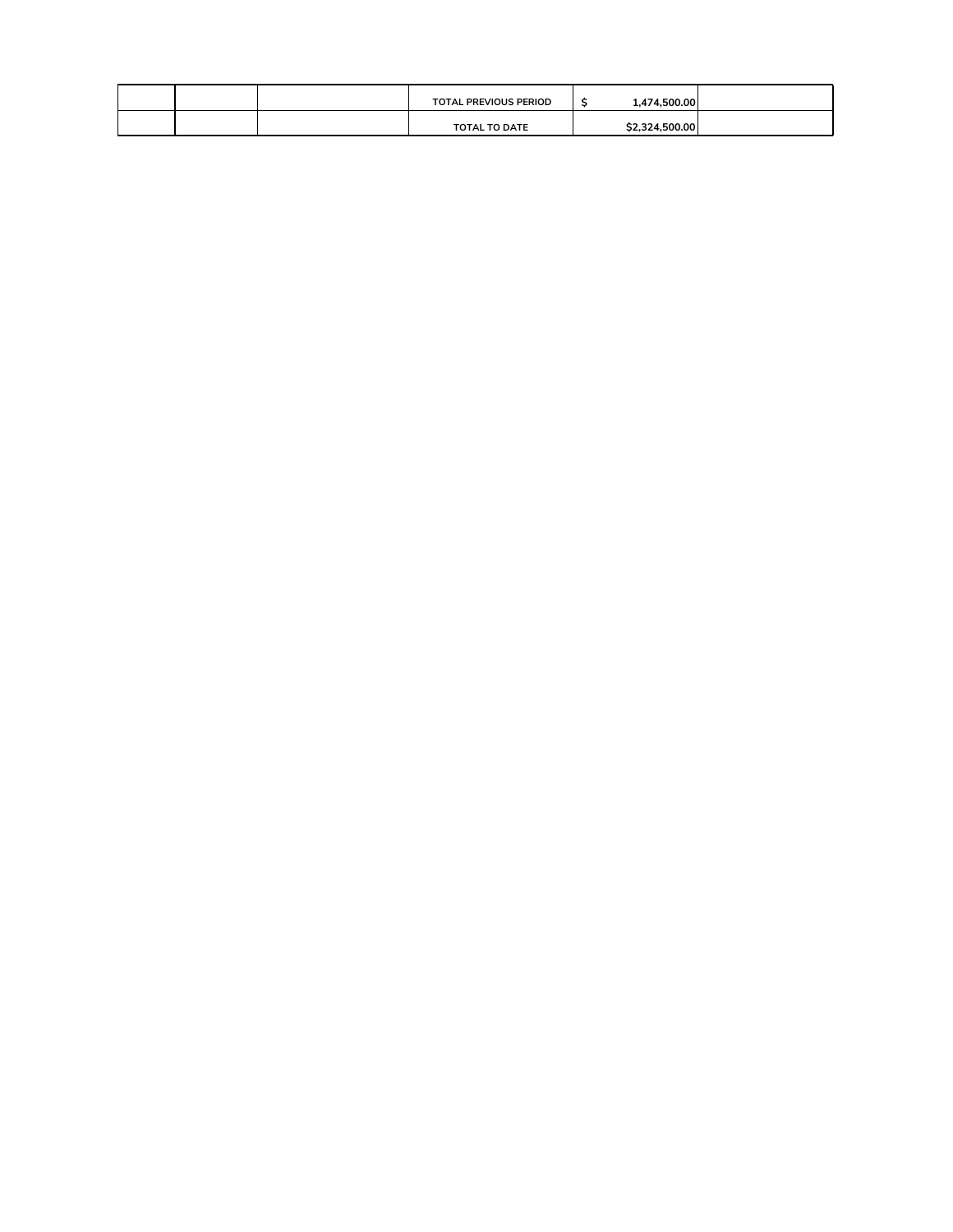|  |  |  |  |  |  |
|---|---|---|---|---|---|
|  |  |  | TOTAL PREVIOUS PERIOD | $ 1,474,500.00 |  |
|  |  |  | TOTAL TO DATE | $2,324,500.00 |  |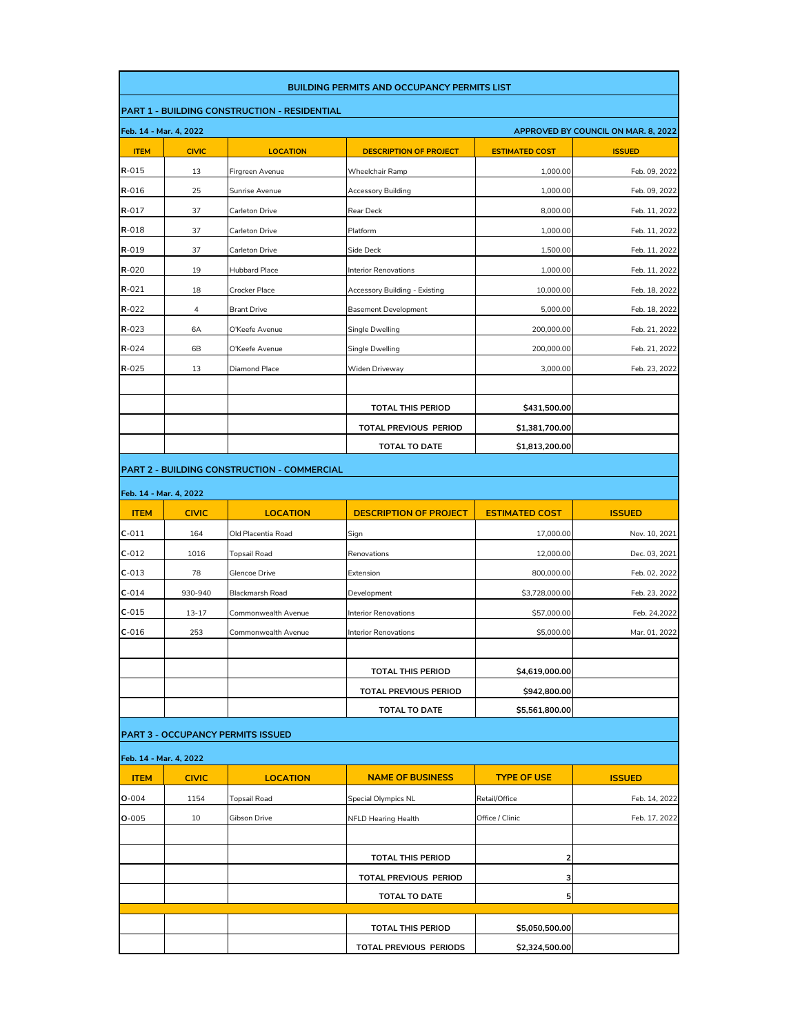## BUILDING PERMITS AND OCCUPANCY PERMITS LIST

### PART 1 - BUILDING CONSTRUCTION - RESIDENTIAL

Feb. 14 - Mar. 4, 2022 — APPROVED BY COUNCIL ON MAR. 8, 2022

| ITEM | CIVIC | LOCATION | DESCRIPTION OF PROJECT | ESTIMATED COST | ISSUED |
|---|---|---|---|---|---|
| R-015 | 13 | Firgreen Avenue | Wheelchair Ramp | 1,000.00 | Feb. 09, 2022 |
| R-016 | 25 | Sunrise Avenue | Accessory Building | 1,000.00 | Feb. 09, 2022 |
| R-017 | 37 | Carleton Drive | Rear Deck | 8,000.00 | Feb. 11, 2022 |
| R-018 | 37 | Carleton Drive | Platform | 1,000.00 | Feb. 11, 2022 |
| R-019 | 37 | Carleton Drive | Side Deck | 1,500.00 | Feb. 11, 2022 |
| R-020 | 19 | Hubbard Place | Interior Renovations | 1,000.00 | Feb. 11, 2022 |
| R-021 | 18 | Crocker Place | Accessory Building - Existing | 10,000.00 | Feb. 18, 2022 |
| R-022 | 4 | Brant Drive | Basement Development | 5,000.00 | Feb. 18, 2022 |
| R-023 | 6A | O'Keefe Avenue | Single Dwelling | 200,000.00 | Feb. 21, 2022 |
| R-024 | 6B | O'Keefe Avenue | Single Dwelling | 200,000.00 | Feb. 21, 2022 |
| R-025 | 13 | Diamond Place | Widen Driveway | 3,000.00 | Feb. 23, 2022 |
| | | | | | |
| | | | TOTAL THIS PERIOD | $431,500.00 | |
| | | | TOTAL PREVIOUS PERIOD | $1,381,700.00 | |
| | | | TOTAL TO DATE | $1,813,200.00 | |

### PART 2 - BUILDING CONSTRUCTION - COMMERCIAL

Feb. 14 - Mar. 4, 2022

| ITEM | CIVIC | LOCATION | DESCRIPTION OF PROJECT | ESTIMATED COST | ISSUED |
|---|---|---|---|---|---|
| C-011 | 164 | Old Placentia Road | Sign | 17,000.00 | Nov. 10, 2021 |
| C-012 | 1016 | Topsail Road | Renovations | 12,000.00 | Dec. 03, 2021 |
| C-013 | 78 | Glencoe Drive | Extension | 800,000.00 | Feb. 02, 2022 |
| C-014 | 930-940 | Blackmarsh Road | Development | $3,728,000.00 | Feb. 23, 2022 |
| C-015 | 13-17 | Commonwealth Avenue | Interior Renovations | $57,000.00 | Feb. 24,2022 |
| C-016 | 253 | Commonwealth Avenue | Interior Renovations | $5,000.00 | Mar. 01, 2022 |
| | | | | | |
| | | | TOTAL THIS PERIOD | $4,619,000.00 | |
| | | | TOTAL PREVIOUS PERIOD | $942,800.00 | |
| | | | TOTAL TO DATE | $5,561,800.00 | |

### PART 3 - OCCUPANCY PERMITS ISSUED

Feb. 14 - Mar. 4, 2022

| ITEM | CIVIC | LOCATION | NAME OF BUSINESS | TYPE OF USE | ISSUED |
|---|---|---|---|---|---|
| O-004 | 1154 | Topsail Road | Special Olympics NL | Retail/Office | Feb. 14, 2022 |
| O-005 | 10 | Gibson Drive | NFLD Hearing Health | Office / Clinic | Feb. 17, 2022 |
| | | | | | |
| | | | TOTAL THIS PERIOD | 2 | |
| | | | TOTAL PREVIOUS PERIOD | 3 | |
| | | | TOTAL TO DATE | 5 | |
| | | | | | |
| | | | TOTAL THIS PERIOD | $5,050,500.00 | |
| | | | TOTAL PREVIOUS PERIODS | $2,324,500.00 | |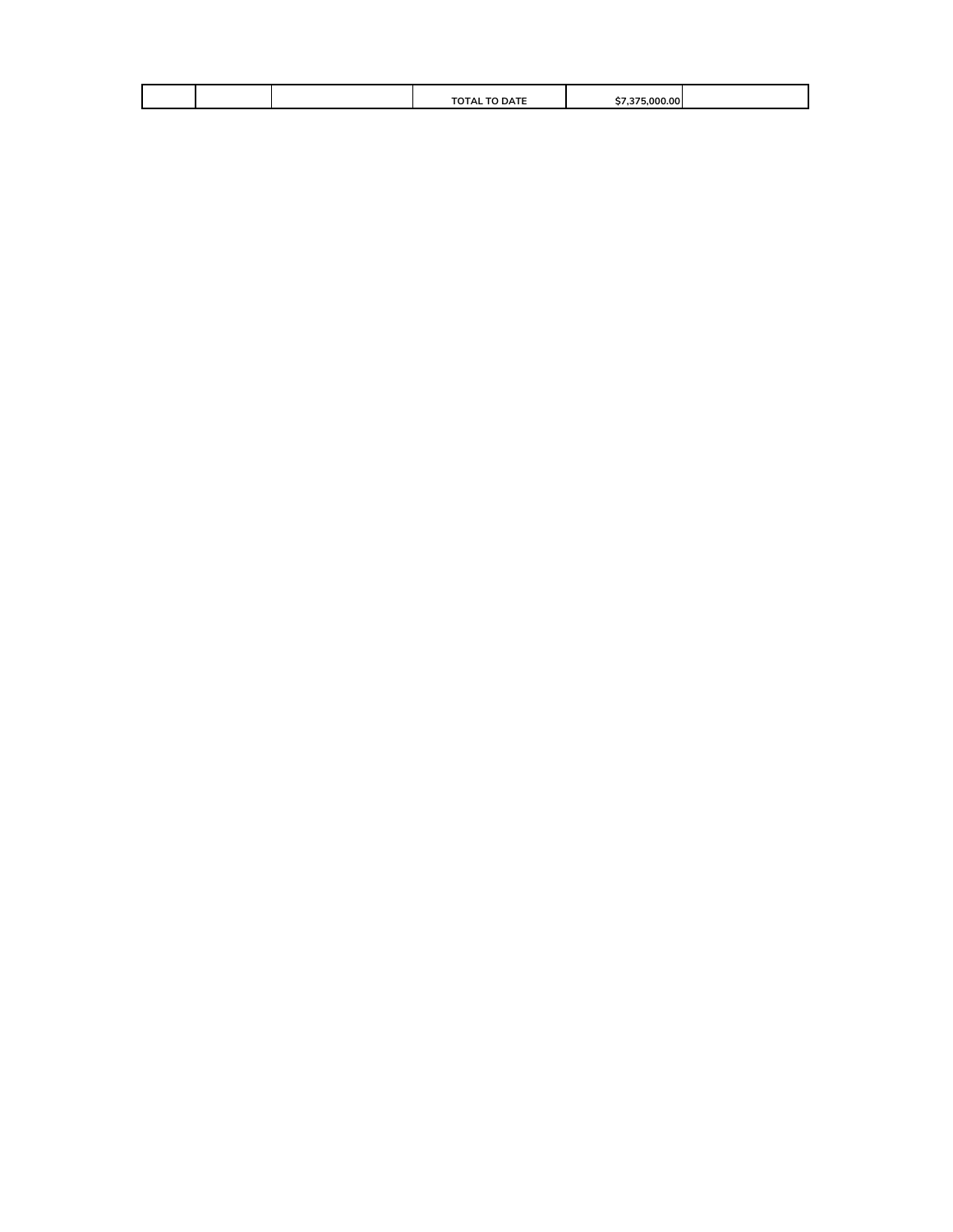| | | | TOTAL TO DATE | $7,375,000.00 | |
|---|---|---|---|---|---|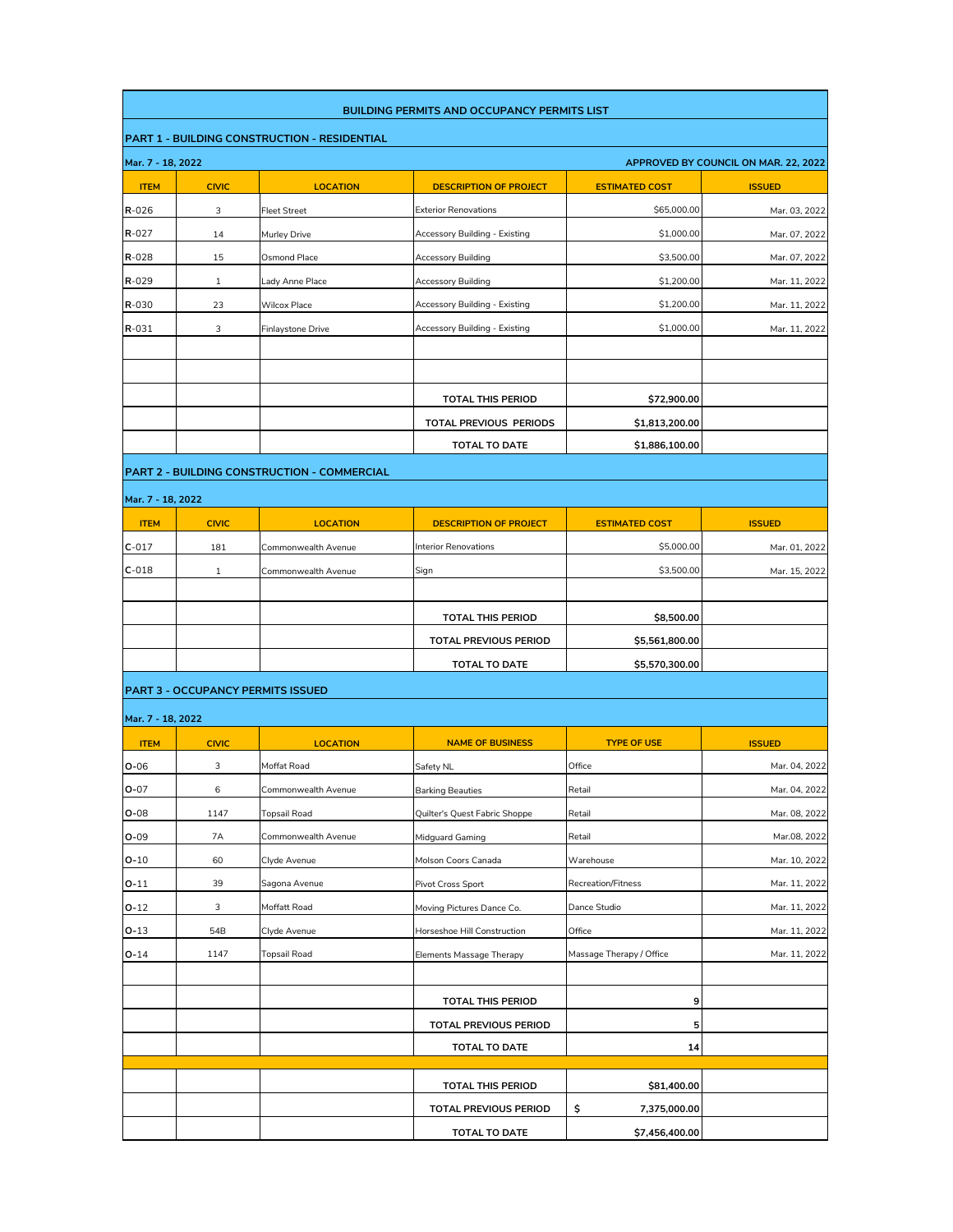# BUILDING PERMITS AND OCCUPANCY PERMITS LIST

## PART 1 - BUILDING CONSTRUCTION - RESIDENTIAL

Mar. 7 - 18, 2022 — APPROVED BY COUNCIL ON MAR. 22, 2022

| ITEM | CIVIC | LOCATION | DESCRIPTION OF PROJECT | ESTIMATED COST | ISSUED |
|---|---|---|---|---|---|
| R-026 | 3 | Fleet Street | Exterior Renovations | $65,000.00 | Mar. 03, 2022 |
| R-027 | 14 | Murley Drive | Accessory Building - Existing | $1,000.00 | Mar. 07, 2022 |
| R-028 | 15 | Osmond Place | Accessory Building | $3,500.00 | Mar. 07, 2022 |
| R-029 | 1 | Lady Anne Place | Accessory Building | $1,200.00 | Mar. 11, 2022 |
| R-030 | 23 | Wilcox Place | Accessory Building - Existing | $1,200.00 | Mar. 11, 2022 |
| R-031 | 3 | Finlaystone Drive | Accessory Building - Existing | $1,000.00 | Mar. 11, 2022 |
| | | | | | |
| | | | | | |
| | | | TOTAL THIS PERIOD | $72,900.00 | |
| | | | TOTAL PREVIOUS PERIODS | $1,813,200.00 | |
| | | | TOTAL TO DATE | $1,886,100.00 | |

## PART 2 - BUILDING CONSTRUCTION - COMMERCIAL

Mar. 7 - 18, 2022

| ITEM | CIVIC | LOCATION | DESCRIPTION OF PROJECT | ESTIMATED COST | ISSUED |
|---|---|---|---|---|---|
| C-017 | 181 | Commonwealth Avenue | Interior Renovations | $5,000.00 | Mar. 01, 2022 |
| C-018 | 1 | Commonwealth Avenue | Sign | $3,500.00 | Mar. 15, 2022 |
| | | | | | |
| | | | TOTAL THIS PERIOD | $8,500.00 | |
| | | | TOTAL PREVIOUS PERIOD | $5,561,800.00 | |
| | | | TOTAL TO DATE | $5,570,300.00 | |

## PART 3 - OCCUPANCY PERMITS ISSUED

Mar. 7 - 18, 2022

| ITEM | CIVIC | LOCATION | NAME OF BUSINESS | TYPE OF USE | ISSUED |
|---|---|---|---|---|---|
| O-06 | 3 | Moffat Road | Safety NL | Office | Mar. 04, 2022 |
| O-07 | 6 | Commonwealth Avenue | Barking Beauties | Retail | Mar. 04, 2022 |
| O-08 | 1147 | Topsail Road | Quilter's Quest Fabric Shoppe | Retail | Mar. 08, 2022 |
| O-09 | 7A | Commonwealth Avenue | Midguard Gaming | Retail | Mar.08, 2022 |
| O-10 | 60 | Clyde Avenue | Molson Coors Canada | Warehouse | Mar. 10, 2022 |
| O-11 | 39 | Sagona Avenue | Pivot Cross Sport | Recreation/Fitness | Mar. 11, 2022 |
| O-12 | 3 | Moffatt Road | Moving Pictures Dance Co. | Dance Studio | Mar. 11, 2022 |
| O-13 | 54B | Clyde Avenue | Horseshoe Hill Construction | Office | Mar. 11, 2022 |
| O-14 | 1147 | Topsail Road | Elements Massage Therapy | Massage Therapy / Office | Mar. 11, 2022 |
| | | | | | |
| | | | TOTAL THIS PERIOD | 9 | |
| | | | TOTAL PREVIOUS PERIOD | 5 | |
| | | | TOTAL TO DATE | 14 | |

| | | | | | |
|---|---|---|---|---|---|
| | | | TOTAL THIS PERIOD | $81,400.00 | |
| | | | TOTAL PREVIOUS PERIOD | $ 7,375,000.00 | |
| | | | TOTAL TO DATE | $7,456,400.00 | |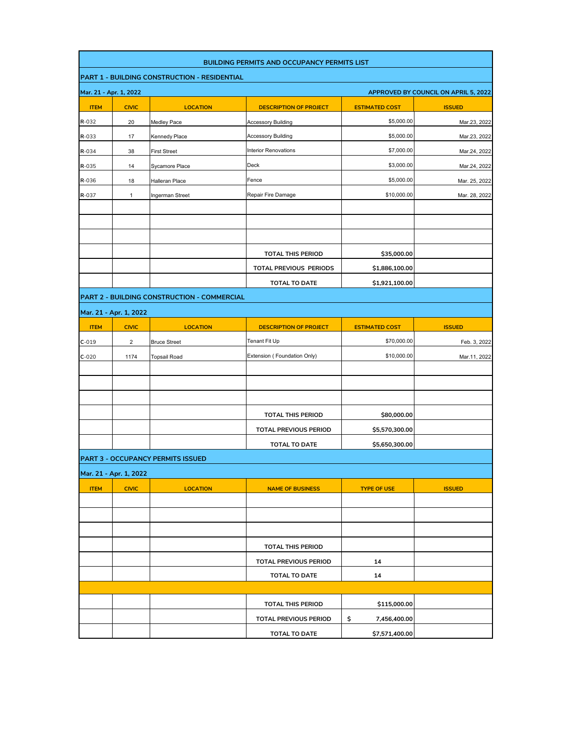# BUILDING PERMITS AND OCCUPANCY PERMITS LIST

## PART 1 - BUILDING CONSTRUCTION - RESIDENTIAL

**Mar. 21 - Apr. 1, 2022** — **APPROVED BY COUNCIL ON APRIL 5, 2022**

| ITEM | CIVIC | LOCATION | DESCRIPTION OF PROJECT | ESTIMATED COST | ISSUED |
|---|---|---|---|---|---|
| R-032 | 20 | Medley Pace | Accessory Building | $5,000.00 | Mar.23, 2022 |
| R-033 | 17 | Kennedy Place | Accessory Building | $5,000.00 | Mar.23, 2022 |
| R-034 | 38 | First Street | Interior Renovations | $7,000.00 | Mar.24, 2022 |
| R-035 | 14 | Sycamore Place | Deck | $3,000.00 | Mar.24, 2022 |
| R-036 | 18 | Halleran Place | Fence | $5,000.00 | Mar. 25, 2022 |
| R-037 | 1 | Ingerman Street | Repair Fire Damage | $10,000.00 | Mar. 28, 2022 |
| | | | | | |
| | | | | | |
| | | | | | |
| | | | **TOTAL THIS PERIOD** | **$35,000.00** | |
| | | | **TOTAL PREVIOUS PERIODS** | **$1,886,100.00** | |
| | | | **TOTAL TO DATE** | **$1,921,100.00** | |

## PART 2 - BUILDING CONSTRUCTION - COMMERCIAL

**Mar. 21 - Apr. 1, 2022**

| ITEM | CIVIC | LOCATION | DESCRIPTION OF PROJECT | ESTIMATED COST | ISSUED |
|---|---|---|---|---|---|
| C-019 | 2 | Bruce Street | Tenant Fit Up | $70,000.00 | Feb. 3, 2022 |
| C-020 | 1174 | Topsail Road | Extension ( Foundation Only) | $10,000.00 | Mar.11, 2022 |
| | | | | | |
| | | | | | |
| | | | | | |
| | | | **TOTAL THIS PERIOD** | **$80,000.00** | |
| | | | **TOTAL PREVIOUS PERIOD** | **$5,570,300.00** | |
| | | | **TOTAL TO DATE** | **$5,650,300.00** | |

## PART 3 - OCCUPANCY PERMITS ISSUED

**Mar. 21 - Apr. 1, 2022**

| ITEM | CIVIC | LOCATION | NAME OF BUSINESS | TYPE OF USE | ISSUED |
|---|---|---|---|---|---|
| | | | | | |
| | | | | | |
| | | | | | |
| | | | **TOTAL THIS PERIOD** | | |
| | | | **TOTAL PREVIOUS PERIOD** | **14** | |
| | | | **TOTAL TO DATE** | **14** | |

| | | | | | |
|---|---|---|---|---|---|
| | | | **TOTAL THIS PERIOD** | **$115,000.00** | |
| | | | **TOTAL PREVIOUS PERIOD** | **$ 7,456,400.00** | |
| | | | **TOTAL TO DATE** | **$7,571,400.00** | |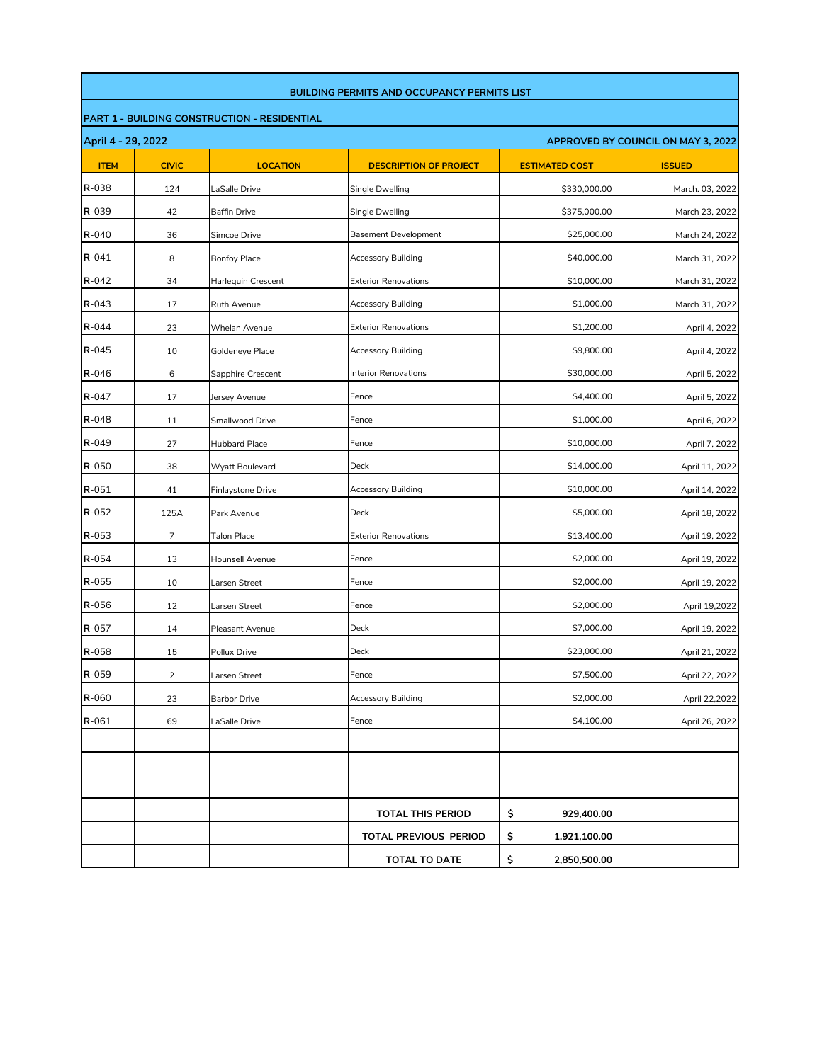## BUILDING PERMITS AND OCCUPANCY PERMITS LIST

**PART 1 - BUILDING CONSTRUCTION - RESIDENTIAL**

**April 4 - 29, 2022** — **APPROVED BY COUNCIL ON MAY 3, 2022**

| ITEM | CIVIC | LOCATION | DESCRIPTION OF PROJECT | ESTIMATED COST | ISSUED |
|---|---|---|---|---|---|
| R-038 | 124 | LaSalle Drive | Single Dwelling | $330,000.00 | March. 03, 2022 |
| R-039 | 42 | Baffin Drive | Single Dwelling | $375,000.00 | March 23, 2022 |
| R-040 | 36 | Simcoe Drive | Basement Development | $25,000.00 | March 24, 2022 |
| R-041 | 8 | Bonfoy Place | Accessory Building | $40,000.00 | March 31, 2022 |
| R-042 | 34 | Harlequin Crescent | Exterior Renovations | $10,000.00 | March 31, 2022 |
| R-043 | 17 | Ruth Avenue | Accessory Building | $1,000.00 | March 31, 2022 |
| R-044 | 23 | Whelan Avenue | Exterior Renovations | $1,200.00 | April 4, 2022 |
| R-045 | 10 | Goldeneye Place | Accessory Building | $9,800.00 | April 4, 2022 |
| R-046 | 6 | Sapphire Crescent | Interior Renovations | $30,000.00 | April 5, 2022 |
| R-047 | 17 | Jersey Avenue | Fence | $4,400.00 | April 5, 2022 |
| R-048 | 11 | Smallwood Drive | Fence | $1,000.00 | April 6, 2022 |
| R-049 | 27 | Hubbard Place | Fence | $10,000.00 | April 7, 2022 |
| R-050 | 38 | Wyatt Boulevard | Deck | $14,000.00 | April 11, 2022 |
| R-051 | 41 | Finlaystone Drive | Accessory Building | $10,000.00 | April 14, 2022 |
| R-052 | 125A | Park Avenue | Deck | $5,000.00 | April 18, 2022 |
| R-053 | 7 | Talon Place | Exterior Renovations | $13,400.00 | April 19, 2022 |
| R-054 | 13 | Hounsell Avenue | Fence | $2,000.00 | April 19, 2022 |
| R-055 | 10 | Larsen Street | Fence | $2,000.00 | April 19, 2022 |
| R-056 | 12 | Larsen Street | Fence | $2,000.00 | April 19,2022 |
| R-057 | 14 | Pleasant Avenue | Deck | $7,000.00 | April 19, 2022 |
| R-058 | 15 | Pollux Drive | Deck | $23,000.00 | April 21, 2022 |
| R-059 | 2 | Larsen Street | Fence | $7,500.00 | April 22, 2022 |
| R-060 | 23 | Barbor Drive | Accessory Building | $2,000.00 | April 22,2022 |
| R-061 | 69 | LaSalle Drive | Fence | $4,100.00 | April 26, 2022 |
| | | | | | |
| | | | | | |
| | | | | | |
| | | | **TOTAL THIS PERIOD** | **$ 929,400.00** | |
| | | | **TOTAL PREVIOUS PERIOD** | **$ 1,921,100.00** | |
| | | | **TOTAL TO DATE** | **$ 2,850,500.00** | |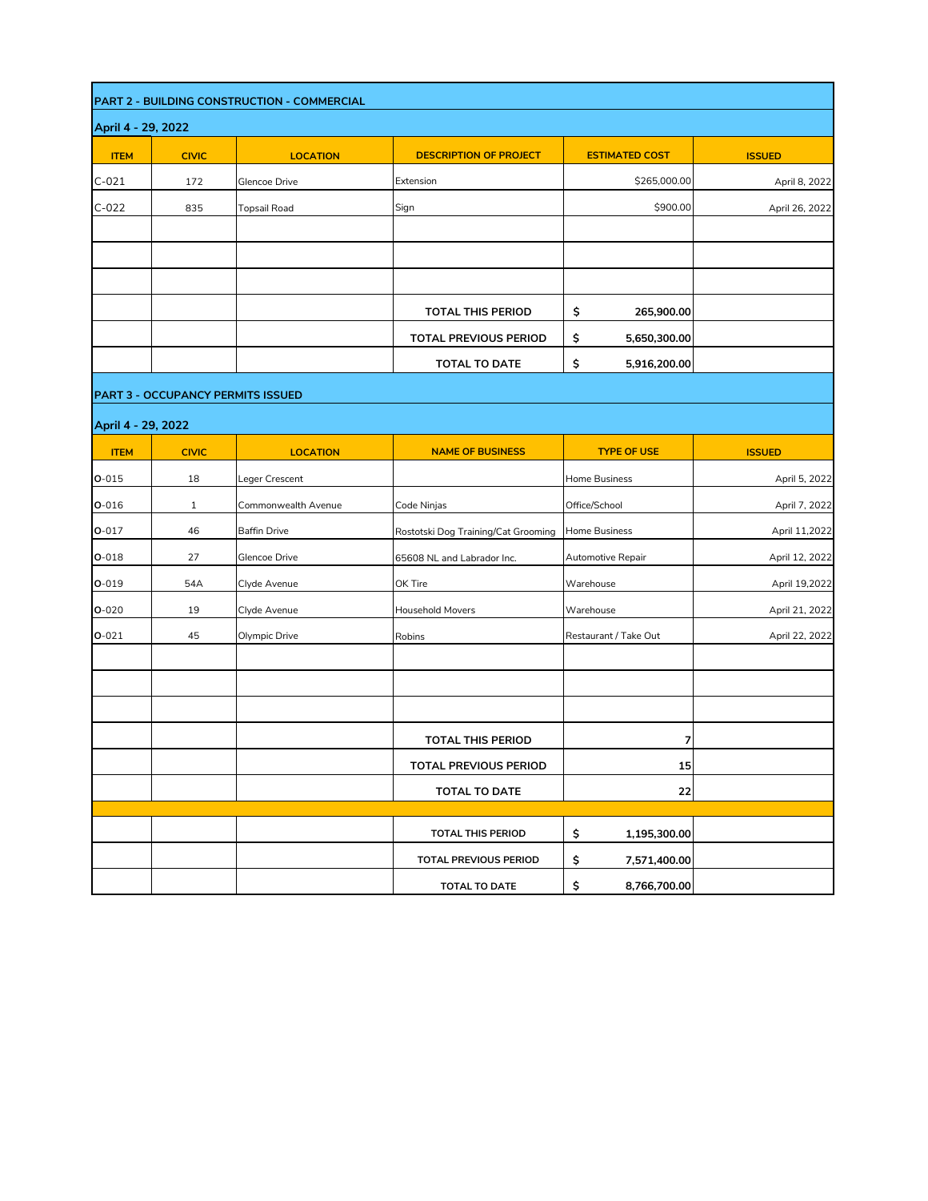## PART 2 - BUILDING CONSTRUCTION - COMMERCIAL

**April 4 - 29, 2022**

| ITEM | CIVIC | LOCATION | DESCRIPTION OF PROJECT | ESTIMATED COST | ISSUED |
|---|---|---|---|---|---|
| C-021 | 172 | Glencoe Drive | Extension | $265,000.00 | April 8, 2022 |
| C-022 | 835 | Topsail Road | Sign | $900.00 | April 26, 2022 |
| | | | | | |
| | | | | | |
| | | | | | |
| | | | **TOTAL THIS PERIOD** | **$ 265,900.00** | |
| | | | **TOTAL PREVIOUS PERIOD** | **$ 5,650,300.00** | |
| | | | **TOTAL TO DATE** | **$ 5,916,200.00** | |

## PART 3 - OCCUPANCY PERMITS ISSUED

**April 4 - 29, 2022**

| ITEM | CIVIC | LOCATION | NAME OF BUSINESS | TYPE OF USE | ISSUED |
|---|---|---|---|---|---|
| O-015 | 18 | Leger Crescent | | Home Business | April 5, 2022 |
| O-016 | 1 | Commonwealth Avenue | Code Ninjas | Office/School | April 7, 2022 |
| O-017 | 46 | Baffin Drive | Rostotski Dog Training/Cat Grooming | Home Business | April 11,2022 |
| O-018 | 27 | Glencoe Drive | 65608 NL and Labrador Inc. | Automotive Repair | April 12, 2022 |
| O-019 | 54A | Clyde Avenue | OK Tire | Warehouse | April 19,2022 |
| O-020 | 19 | Clyde Avenue | Household Movers | Warehouse | April 21, 2022 |
| O-021 | 45 | Olympic Drive | Robins | Restaurant / Take Out | April 22, 2022 |
| | | | | | |
| | | | | | |
| | | | | | |
| | | | **TOTAL THIS PERIOD** | **7** | |
| | | | **TOTAL PREVIOUS PERIOD** | **15** | |
| | | | **TOTAL TO DATE** | **22** | |
| | | | | | |
| | | | **TOTAL THIS PERIOD** | **$ 1,195,300.00** | |
| | | | **TOTAL PREVIOUS PERIOD** | **$ 7,571,400.00** | |
| | | | **TOTAL TO DATE** | **$ 8,766,700.00** | |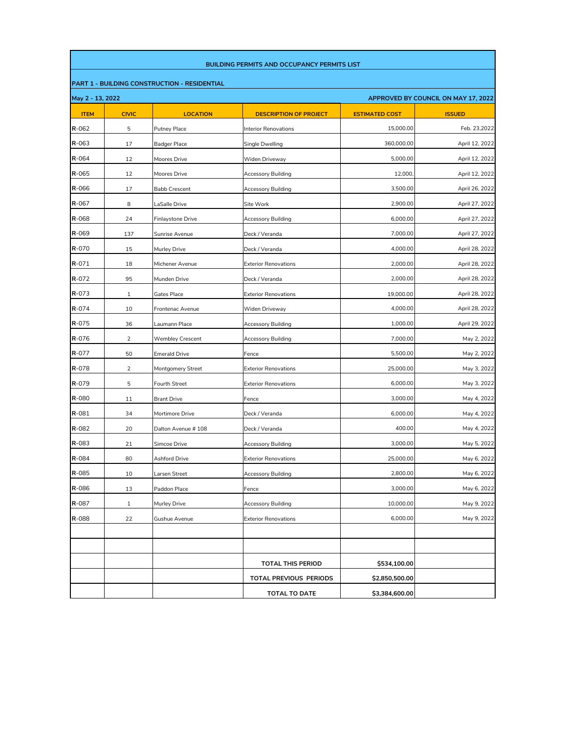**BUILDING PERMITS AND OCCUPANCY PERMITS LIST**

**PART 1 - BUILDING CONSTRUCTION - RESIDENTIAL**

**May 2 - 13, 2022** | **APPROVED BY COUNCIL ON MAY 17, 2022**

| ITEM | CIVIC | LOCATION | DESCRIPTION OF PROJECT | ESTIMATED COST | ISSUED |
|---|---|---|---|---|---|
| R-062 | 5 | Putney Place | Interior Renovations | 15,000.00 | Feb. 23,2022 |
| R-063 | 17 | Badger Place | Single Dwelling | 360,000.00 | April 12, 2022 |
| R-064 | 12 | Moores Drive | Widen Driveway | 5,000.00 | April 12, 2022 |
| R-065 | 12 | Moores Drive | Accessory Building | 12,000, | April 12, 2022 |
| R-066 | 17 | Babb Crescent | Accessory Building | 3,500.00 | April 26, 2022 |
| R-067 | 8 | LaSalle Drive | Site Work | 2,900.00 | April 27, 2022 |
| R-068 | 24 | Finlaystone Drive | Accessory Building | 6,000.00 | April 27, 2022 |
| R-069 | 137 | Sunrise Avenue | Deck / Veranda | 7,000.00 | April 27, 2022 |
| R-070 | 15 | Murley Drive | Deck / Veranda | 4,000.00 | April 28, 2022 |
| R-071 | 18 | Michener Avenue | Exterior Renovations | 2,000.00 | April 28, 2022 |
| R-072 | 95 | Munden Drive | Deck / Veranda | 2,000.00 | April 28, 2022 |
| R-073 | 1 | Gates Place | Exterior Renovations | 19,000.00 | April 28, 2022 |
| R-074 | 10 | Frontenac Avenue | Widen Driveway | 4,000.00 | April 28, 2022 |
| R-075 | 36 | Laumann Place | Accessory Building | 1,000.00 | April 29, 2022 |
| R-076 | 2 | Wembley Crescent | Accessory Building | 7,000.00 | May 2, 2022 |
| R-077 | 50 | Emerald Drive | Fence | 5,500.00 | May 2, 2022 |
| R-078 | 2 | Montgomery Street | Exterior Renovations | 25,000.00 | May 3, 2022 |
| R-079 | 5 | Fourth Street | Exterior Renovations | 6,000.00 | May 3, 2022 |
| R-080 | 11 | Brant Drive | Fence | 3,000.00 | May 4, 2022 |
| R-081 | 34 | Mortimore Drive | Deck / Veranda | 6,000.00 | May 4, 2022 |
| R-082 | 20 | Dalton Avenue # 108 | Deck / Veranda | 400.00 | May 4, 2022 |
| R-083 | 21 | Simcoe Drive | Accessory Building | 3,000.00 | May 5, 2022 |
| R-084 | 80 | Ashford Drive | Exterior Renovations | 25,000.00 | May 6, 2022 |
| R-085 | 10 | Larsen Street | Accessory Building | 2,800.00 | May 6, 2022 |
| R-086 | 13 | Paddon Place | Fence | 3,000.00 | May 6, 2022 |
| R-087 | 1 | Murley Drive | Accessory Building | 10,000.00 | May 9, 2022 |
| R-088 | 22 | Gushue Avenue | Exterior Renovations | 6,000.00 | May 9, 2022 |
| | | | | | |
| | | | | | |
| | | | **TOTAL THIS PERIOD** | **$534,100.00** | |
| | | | **TOTAL PREVIOUS PERIODS** | **$2,850,500.00** | |
| | | | **TOTAL TO DATE** | **$3,384,600.00** | |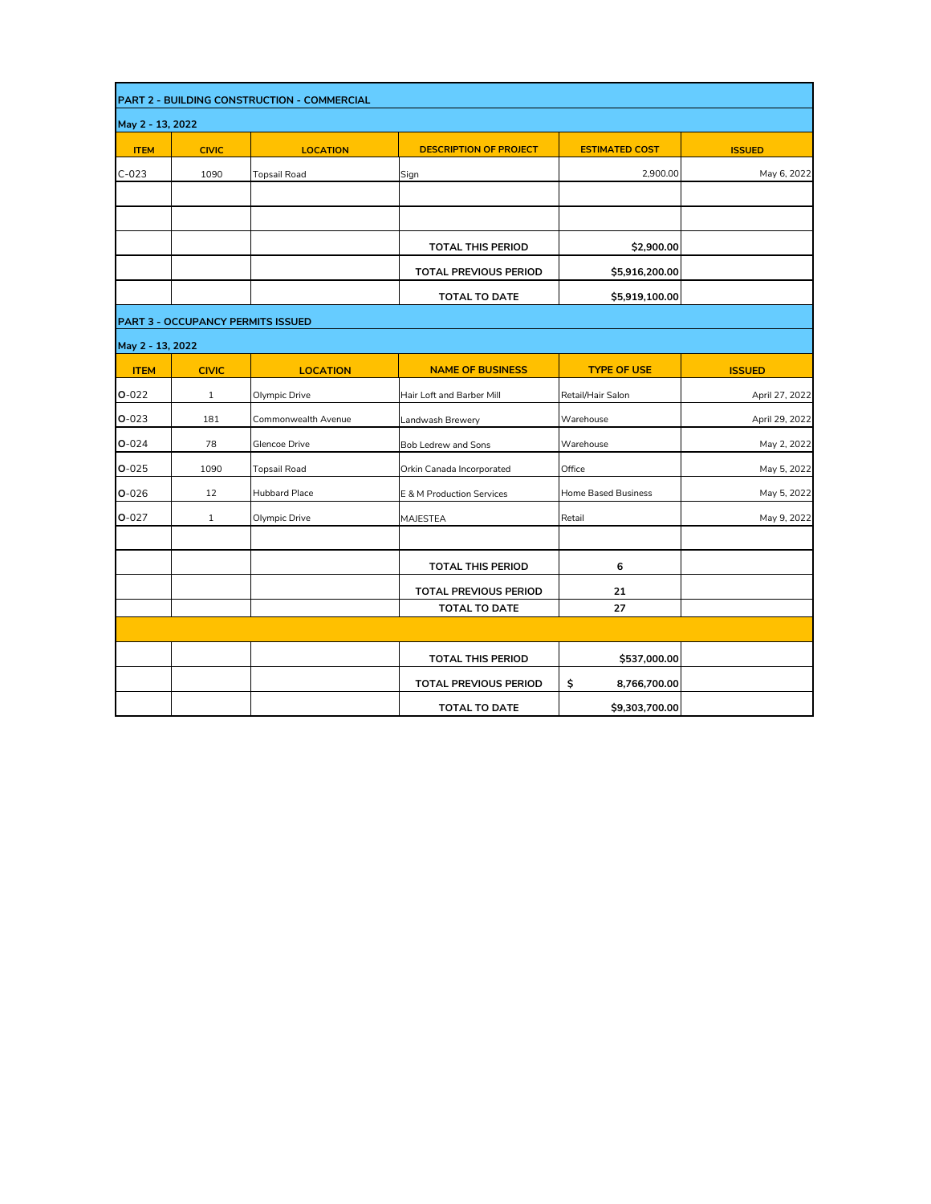## PART 2 - BUILDING CONSTRUCTION - COMMERCIAL

May 2 - 13, 2022

| ITEM | CIVIC | LOCATION | DESCRIPTION OF PROJECT | ESTIMATED COST | ISSUED |
|---|---|---|---|---|---|
| C-023 | 1090 | Topsail Road | Sign | 2,900.00 | May 6, 2022 |
| | | | | | |
| | | | | | |
| | | | **TOTAL THIS PERIOD** | **$2,900.00** | |
| | | | **TOTAL PREVIOUS PERIOD** | **$5,916,200.00** | |
| | | | **TOTAL TO DATE** | **$5,919,100.00** | |

## PART 3 - OCCUPANCY PERMITS ISSUED

May 2 - 13, 2022

| ITEM | CIVIC | LOCATION | NAME OF BUSINESS | TYPE OF USE | ISSUED |
|---|---|---|---|---|---|
| O-022 | 1 | Olympic Drive | Hair Loft and Barber Mill | Retail/Hair Salon | April 27, 2022 |
| O-023 | 181 | Commonwealth Avenue | Landwash Brewery | Warehouse | April 29, 2022 |
| O-024 | 78 | Glencoe Drive | Bob Ledrew and Sons | Warehouse | May 2, 2022 |
| O-025 | 1090 | Topsail Road | Orkin Canada Incorporated | Office | May 5, 2022 |
| O-026 | 12 | Hubbard Place | E & M Production Services | Home Based Business | May 5, 2022 |
| O-027 | 1 | Olympic Drive | MAJESTEA | Retail | May 9, 2022 |
| | | | | | |
| | | | **TOTAL THIS PERIOD** | **6** | |
| | | | **TOTAL PREVIOUS PERIOD** | **21** | |
| | | | **TOTAL TO DATE** | **27** | |

| | | | | | |
|---|---|---|---|---|---|
| | | | **TOTAL THIS PERIOD** | **$537,000.00** | |
| | | | **TOTAL PREVIOUS PERIOD** | **$ 8,766,700.00** | |
| | | | **TOTAL TO DATE** | **$9,303,700.00** | |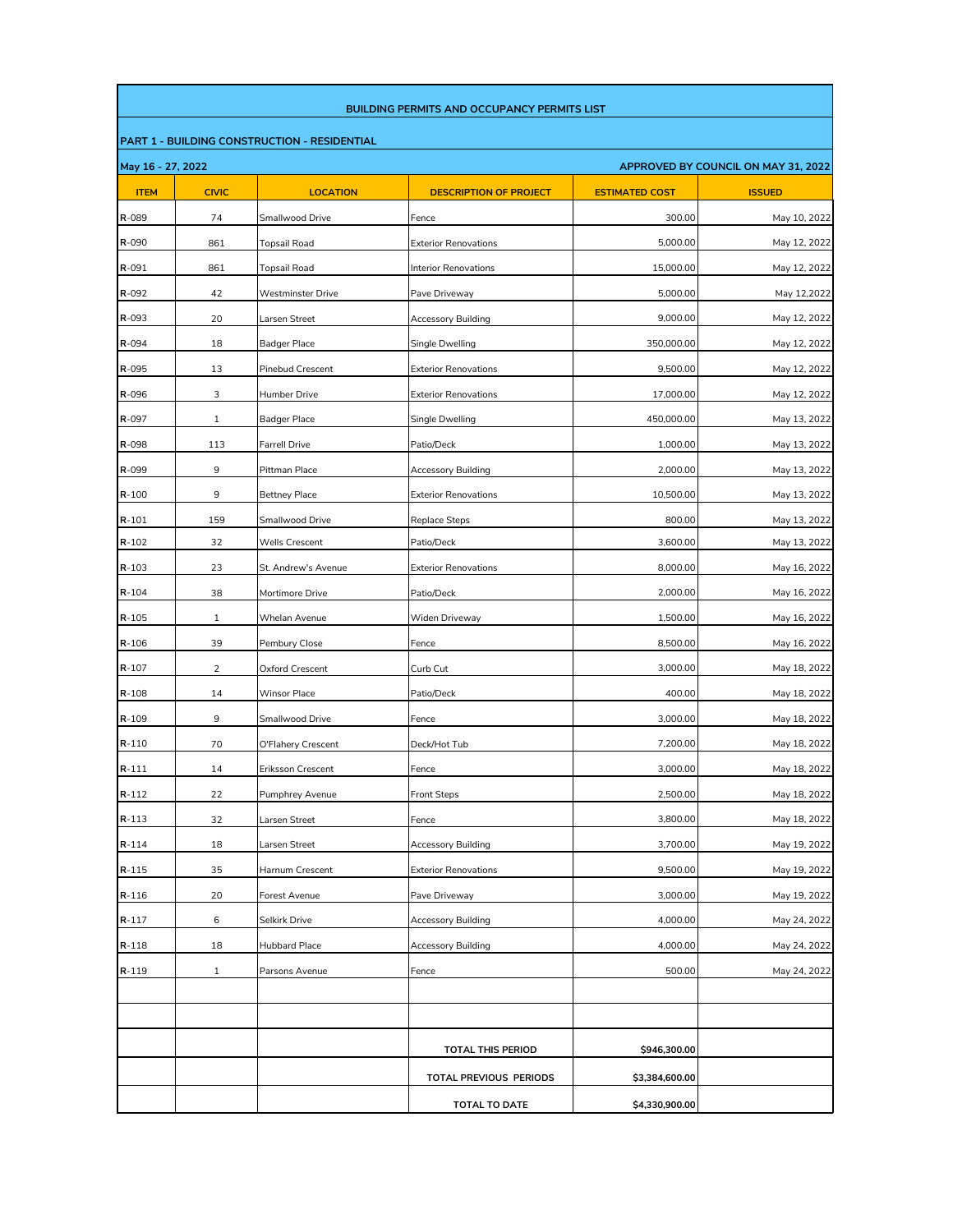## BUILDING PERMITS AND OCCUPANCY PERMITS LIST

### PART 1 - BUILDING CONSTRUCTION - RESIDENTIAL

**May 16 - 27, 2022** — **APPROVED BY COUNCIL ON MAY 31, 2022**

| ITEM | CIVIC | LOCATION | DESCRIPTION OF PROJECT | ESTIMATED COST | ISSUED |
|---|---|---|---|---|---|
| R-089 | 74 | Smallwood Drive | Fence | 300.00 | May 10, 2022 |
| R-090 | 861 | Topsail Road | Exterior Renovations | 5,000.00 | May 12, 2022 |
| R-091 | 861 | Topsail Road | Interior Renovations | 15,000.00 | May 12, 2022 |
| R-092 | 42 | Westminster Drive | Pave Driveway | 5,000.00 | May 12,2022 |
| R-093 | 20 | Larsen Street | Accessory Building | 9,000.00 | May 12, 2022 |
| R-094 | 18 | Badger Place | Single Dwelling | 350,000.00 | May 12, 2022 |
| R-095 | 13 | Pinebud Crescent | Exterior Renovations | 9,500.00 | May 12, 2022 |
| R-096 | 3 | Humber Drive | Exterior Renovations | 17,000.00 | May 12, 2022 |
| R-097 | 1 | Badger Place | Single Dwelling | 450,000.00 | May 13, 2022 |
| R-098 | 113 | Farrell Drive | Patio/Deck | 1,000.00 | May 13, 2022 |
| R-099 | 9 | Pittman Place | Accessory Building | 2,000.00 | May 13, 2022 |
| R-100 | 9 | Bettney Place | Exterior Renovations | 10,500.00 | May 13, 2022 |
| R-101 | 159 | Smallwood Drive | Replace Steps | 800.00 | May 13, 2022 |
| R-102 | 32 | Wells Crescent | Patio/Deck | 3,600.00 | May 13, 2022 |
| R-103 | 23 | St. Andrew's Avenue | Exterior Renovations | 8,000.00 | May 16, 2022 |
| R-104 | 38 | Mortimore Drive | Patio/Deck | 2,000.00 | May 16, 2022 |
| R-105 | 1 | Whelan Avenue | Widen Driveway | 1,500.00 | May 16, 2022 |
| R-106 | 39 | Pembury Close | Fence | 8,500.00 | May 16, 2022 |
| R-107 | 2 | Oxford Crescent | Curb Cut | 3,000.00 | May 18, 2022 |
| R-108 | 14 | Winsor Place | Patio/Deck | 400.00 | May 18, 2022 |
| R-109 | 9 | Smallwood Drive | Fence | 3,000.00 | May 18, 2022 |
| R-110 | 70 | O'Flahery Crescent | Deck/Hot Tub | 7,200.00 | May 18, 2022 |
| R-111 | 14 | Eriksson Crescent | Fence | 3,000.00 | May 18, 2022 |
| R-112 | 22 | Pumphrey Avenue | Front Steps | 2,500.00 | May 18, 2022 |
| R-113 | 32 | Larsen Street | Fence | 3,800.00 | May 18, 2022 |
| R-114 | 18 | Larsen Street | Accessory Building | 3,700.00 | May 19, 2022 |
| R-115 | 35 | Harnum Crescent | Exterior Renovations | 9,500.00 | May 19, 2022 |
| R-116 | 20 | Forest Avenue | Pave Driveway | 3,000.00 | May 19, 2022 |
| R-117 | 6 | Selkirk Drive | Accessory Building | 4,000.00 | May 24, 2022 |
| R-118 | 18 | Hubbard Place | Accessory Building | 4,000.00 | May 24, 2022 |
| R-119 | 1 | Parsons Avenue | Fence | 500.00 | May 24, 2022 |
| | | | | | |
| | | | | | |
| | | | **TOTAL THIS PERIOD** | **$946,300.00** | |
| | | | **TOTAL PREVIOUS PERIODS** | **$3,384,600.00** | |
| | | | **TOTAL TO DATE** | **$4,330,900.00** | |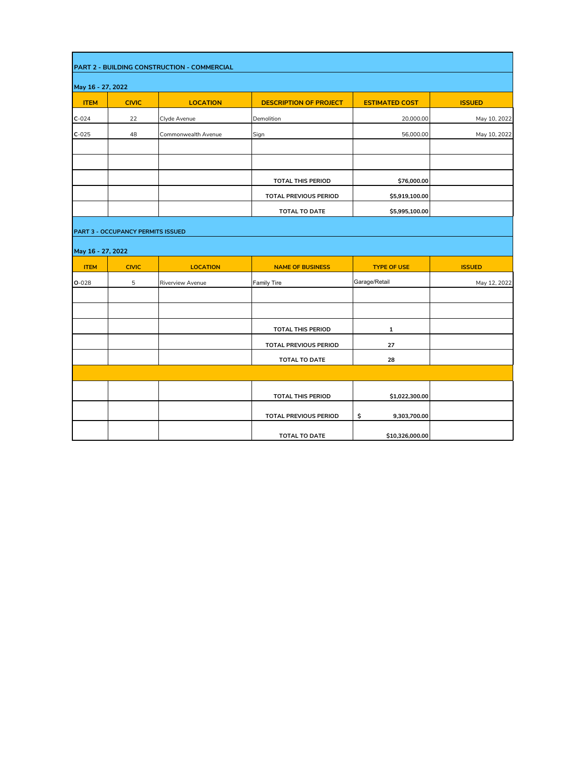## PART 2 - BUILDING CONSTRUCTION - COMMERCIAL

**May 16 - 27, 2022**

| ITEM | CIVIC | LOCATION | DESCRIPTION OF PROJECT | ESTIMATED COST | ISSUED |
|---|---|---|---|---|---|
| C-024 | 22 | Clyde Avenue | Demolition | 20,000.00 | May 10, 2022 |
| C-025 | 48 | Commonwealth Avenue | Sign | 56,000.00 | May 10, 2022 |
| | | | | | |
| | | | | | |
| | | | **TOTAL THIS PERIOD** | **$76,000.00** | |
| | | | **TOTAL PREVIOUS PERIOD** | **$5,919,100.00** | |
| | | | **TOTAL TO DATE** | **$5,995,100.00** | |

## PART 3 - OCCUPANCY PERMITS ISSUED

**May 16 - 27, 2022**

| ITEM | CIVIC | LOCATION | NAME OF BUSINESS | TYPE OF USE | ISSUED |
|---|---|---|---|---|---|
| O-028 | 5 | Riverview Avenue | Family Tire | Garage/Retail | May 12, 2022 |
| | | | | | |
| | | | | | |
| | | | **TOTAL THIS PERIOD** | **1** | |
| | | | **TOTAL PREVIOUS PERIOD** | **27** | |
| | | | **TOTAL TO DATE** | **28** | |

| | | | | | |
|---|---|---|---|---|---|
| | | | **TOTAL THIS PERIOD** | **$1,022,300.00** | |
| | | | **TOTAL PREVIOUS PERIOD** | **$ 9,303,700.00** | |
| | | | **TOTAL TO DATE** | **$10,326,000.00** | |